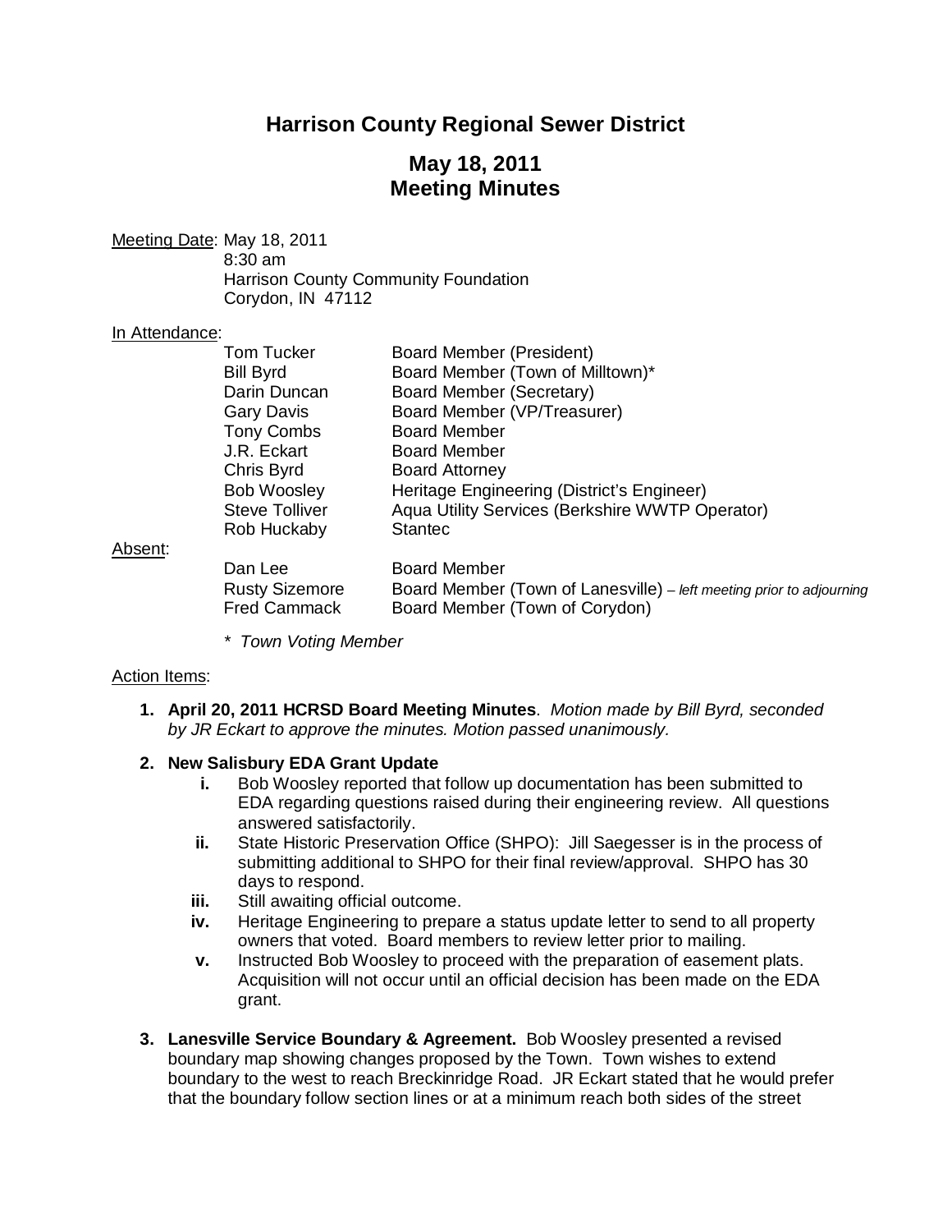# Harrison County Regional Sewer District

## May 18, 2011
## Meeting Minutes

Meeting Date: May 18, 2011
8:30 am
Harrison County Community Foundation
Corydon, IN 47112

In Attendance:

| | |
|---|---|
| Tom Tucker | Board Member (President) |
| Bill Byrd | Board Member (Town of Milltown)* |
| Darin Duncan | Board Member (Secretary) |
| Gary Davis | Board Member (VP/Treasurer) |
| Tony Combs | Board Member |
| J.R. Eckart | Board Member |
| Chris Byrd | Board Attorney |
| Bob Woosley | Heritage Engineering (District's Engineer) |
| Steve Tolliver | Aqua Utility Services (Berkshire WWTP Operator) |
| Rob Huckaby | Stantec |

Absent:

| | |
|---|---|
| Dan Lee | Board Member |
| Rusty Sizemore | Board Member (Town of Lanesville) – *left meeting prior to adjourning* |
| Fred Cammack | Board Member (Town of Corydon) |

\* *Town Voting Member*

Action Items:

1. **April 20, 2011 HCRSD Board Meeting Minutes**. *Motion made by Bill Byrd, seconded by JR Eckart to approve the minutes. Motion passed unanimously.*

2. **New Salisbury EDA Grant Update**
   - **i.** Bob Woosley reported that follow up documentation has been submitted to EDA regarding questions raised during their engineering review. All questions answered satisfactorily.
   - **ii.** State Historic Preservation Office (SHPO): Jill Saegesser is in the process of submitting additional to SHPO for their final review/approval. SHPO has 30 days to respond.
   - **iii.** Still awaiting official outcome.
   - **iv.** Heritage Engineering to prepare a status update letter to send to all property owners that voted. Board members to review letter prior to mailing.
   - **v.** Instructed Bob Woosley to proceed with the preparation of easement plats. Acquisition will not occur until an official decision has been made on the EDA grant.

3. **Lanesville Service Boundary & Agreement.** Bob Woosley presented a revised boundary map showing changes proposed by the Town. Town wishes to extend boundary to the west to reach Breckinridge Road. JR Eckart stated that he would prefer that the boundary follow section lines or at a minimum reach both sides of the street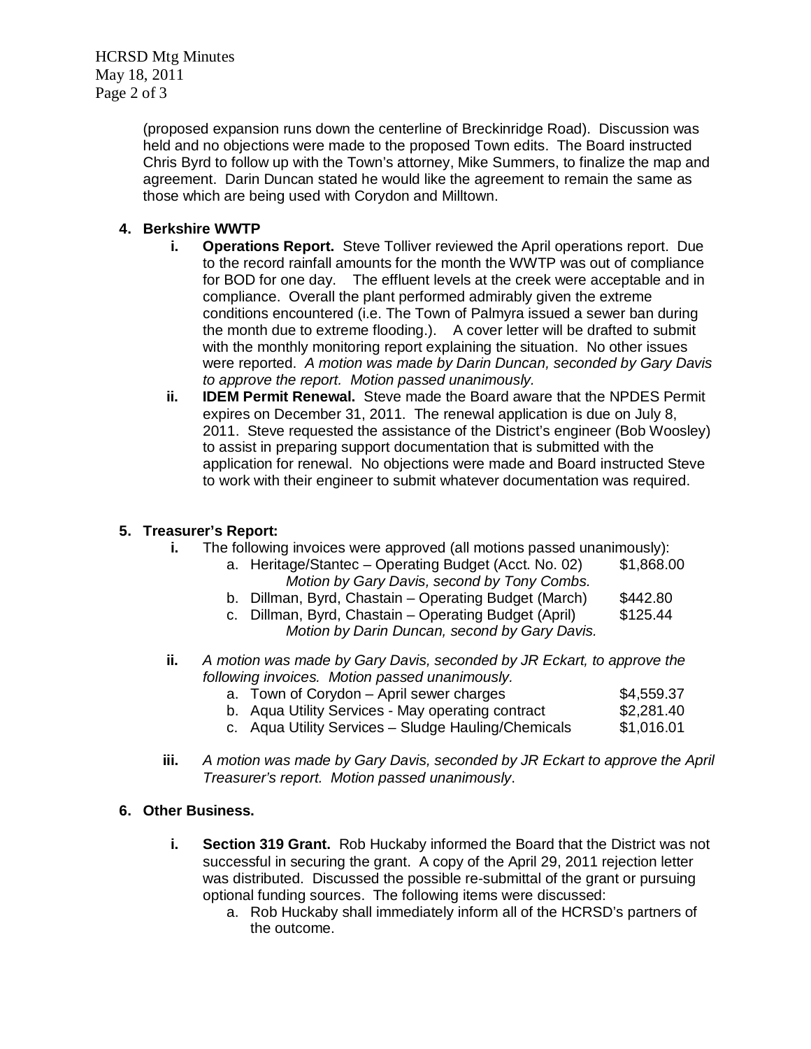(proposed expansion runs down the centerline of Breckinridge Road). Discussion was held and no objections were made to the proposed Town edits. The Board instructed Chris Byrd to follow up with the Town's attorney, Mike Summers, to finalize the map and agreement. Darin Duncan stated he would like the agreement to remain the same as those which are being used with Corydon and Milltown.

**4. Berkshire WWTP**

- **i. Operations Report.** Steve Tolliver reviewed the April operations report. Due to the record rainfall amounts for the month the WWTP was out of compliance for BOD for one day. The effluent levels at the creek were acceptable and in compliance. Overall the plant performed admirably given the extreme conditions encountered (i.e. The Town of Palmyra issued a sewer ban during the month due to extreme flooding.). A cover letter will be drafted to submit with the monthly monitoring report explaining the situation. No other issues were reported. *A motion was made by Darin Duncan, seconded by Gary Davis to approve the report. Motion passed unanimously.*
- **ii. IDEM Permit Renewal.** Steve made the Board aware that the NPDES Permit expires on December 31, 2011. The renewal application is due on July 8, 2011. Steve requested the assistance of the District's engineer (Bob Woosley) to assist in preparing support documentation that is submitted with the application for renewal. No objections were made and Board instructed Steve to work with their engineer to submit whatever documentation was required.

**5. Treasurer's Report:**

- **i.** The following invoices were approved (all motions passed unanimously):
  - a. Heritage/Stantec – Operating Budget (Acct. No. 02) $1,868.00
    *Motion by Gary Davis, second by Tony Combs.*
  - b. Dillman, Byrd, Chastain – Operating Budget (March) $442.80
  - c. Dillman, Byrd, Chastain – Operating Budget (April) $125.44
    *Motion by Darin Duncan, second by Gary Davis.*
- **ii.** *A motion was made by Gary Davis, seconded by JR Eckart, to approve the following invoices. Motion passed unanimously.*
  - a. Town of Corydon – April sewer charges $4,559.37
  - b. Aqua Utility Services - May operating contract $2,281.40
  - c. Aqua Utility Services – Sludge Hauling/Chemicals $1,016.01
- **iii.** *A motion was made by Gary Davis, seconded by JR Eckart to approve the April Treasurer's report. Motion passed unanimously*.

**6. Other Business.**

- **i. Section 319 Grant.** Rob Huckaby informed the Board that the District was not successful in securing the grant. A copy of the April 29, 2011 rejection letter was distributed. Discussed the possible re-submittal of the grant or pursuing optional funding sources. The following items were discussed:
  - a. Rob Huckaby shall immediately inform all of the HCRSD's partners of the outcome.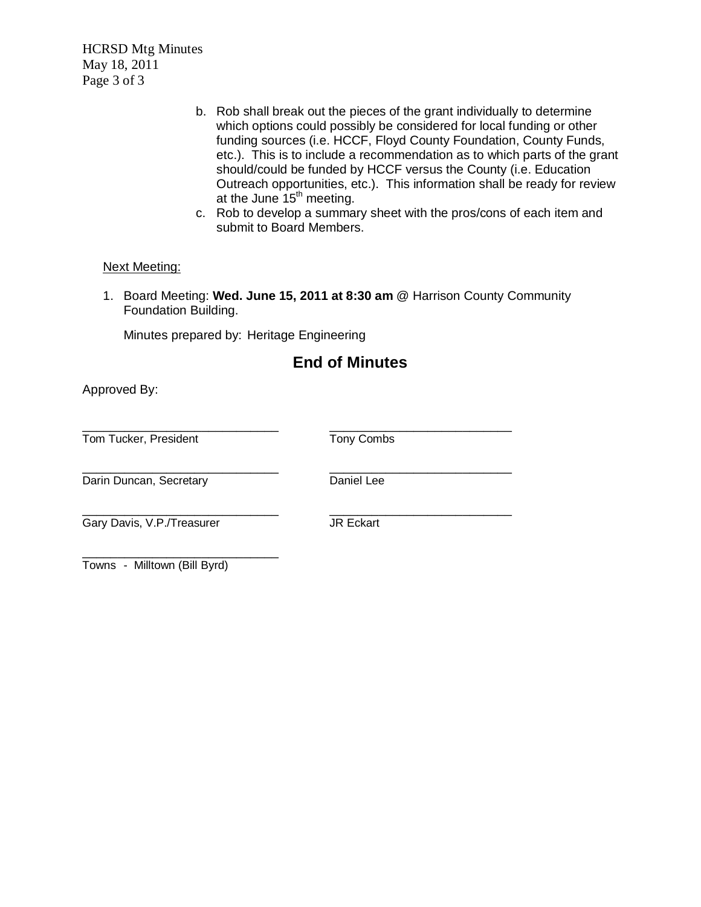b. Rob shall break out the pieces of the grant individually to determine which options could possibly be considered for local funding or other funding sources (i.e. HCCF, Floyd County Foundation, County Funds, etc.). This is to include a recommendation as to which parts of the grant should/could be funded by HCCF versus the County (i.e. Education Outreach opportunities, etc.). This information shall be ready for review at the June 15th meeting.

c. Rob to develop a summary sheet with the pros/cons of each item and submit to Board Members.

Next Meeting:

1. Board Meeting: **Wed. June 15, 2011 at 8:30 am** @ Harrison County Community Foundation Building.

   Minutes prepared by: Heritage Engineering

## End of Minutes

Approved By:

| | |
|---|---|
| ______________________________ | ______________________________ |
| Tom Tucker, President | Tony Combs |
| ______________________________ | ______________________________ |
| Darin Duncan, Secretary | Daniel Lee |
| ______________________________ | ______________________________ |
| Gary Davis, V.P./Treasurer | JR Eckart |
| ______________________________ | |
| Towns - Milltown (Bill Byrd) | |